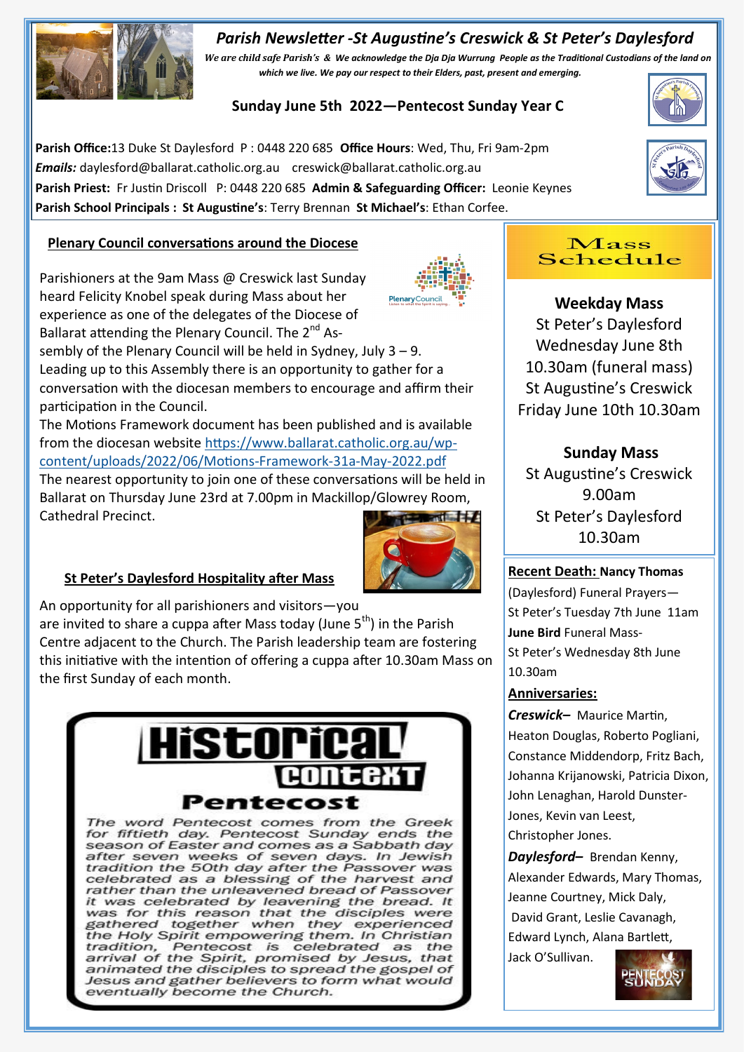# Parish Newsletter -St Augustine's Creswick & St Peter's Daylesford

*We are child safe Parish's & We acknowledge the Dja Dja Wurrung People as the Traditional Custodians of the land on which we live. We pay our respect to their Elders, past, present and emerging.*

## Sunday June 5th 2022—Pentecost Sunday Year C

**Parish Office:** 13 Duke St Daylesford P : 0448 220 685 **Office Hours**: Wed, Thu, Fri 9am-2pm
***Emails:*** daylesford@ballarat.catholic.org.au creswick@ballarat.catholic.org.au
**Parish Priest:** Fr Justin Driscoll P: 0448 220 685 **Admin & Safeguarding Officer:** Leonie Keynes
**Parish School Principals : St Augustine's**: Terry Brennan **St Michael's**: Ethan Corfee.

### Plenary Council conversations around the Diocese

Parishioners at the 9am Mass @ Creswick last Sunday heard Felicity Knobel speak during Mass about her experience as one of the delegates of the Diocese of Ballarat attending the Plenary Council. The 2nd Assembly of the Plenary Council will be held in Sydney, July 3 – 9. Leading up to this Assembly there is an opportunity to gather for a conversation with the diocesan members to encourage and affirm their participation in the Council.

The Motions Framework document has been published and is available from the diocesan website https://www.ballarat.catholic.org.au/wp-content/uploads/2022/06/Motions-Framework-31a-May-2022.pdf

The nearest opportunity to join one of these conversations will be held in Ballarat on Thursday June 23rd at 7.00pm in Mackillop/Glowrey Room, Cathedral Precinct.

### St Peter's Daylesford Hospitality after Mass

An opportunity for all parishioners and visitors—you are invited to share a cuppa after Mass today (June 5th) in the Parish Centre adjacent to the Church. The Parish leadership team are fostering this initiative with the intention of offering a cuppa after 10.30am Mass on the first Sunday of each month.

### Historical Context

#### Pentecost

The word Pentecost comes from the Greek for fiftieth day. Pentecost Sunday ends the season of Easter and comes as a Sabbath day after seven weeks of seven days. In Jewish tradition the 50th day after the Passover was celebrated as a blessing of the harvest and rather than the unleavened bread of Passover it was celebrated by leavening the bread. It was for this reason that the disciples were gathered together when they experienced the Holy Spirit empowering them. In Christian tradition, Pentecost is celebrated as the arrival of the Spirit, promised by Jesus, that animated the disciples to spread the gospel of Jesus and gather believers to form what would eventually become the Church.

## Mass Schedule

**Weekday Mass**
St Peter's Daylesford
Wednesday June 8th
10.30am (funeral mass)
St Augustine's Creswick
Friday June 10th 10.30am

**Sunday Mass**
St Augustine's Creswick
9.00am
St Peter's Daylesford
10.30am

**Recent Death: Nancy Thomas** (Daylesford) Funeral Prayers—
St Peter's Tuesday 7th June 11am
**June Bird** Funeral Mass-
St Peter's Wednesday 8th June 10.30am

**Anniversaries:**

***Creswick–*** Maurice Martin, Heaton Douglas, Roberto Pogliani, Constance Middendorp, Fritz Bach, Johanna Krijanowski, Patricia Dixon, John Lenaghan, Harold Dunster-Jones, Kevin van Leest, Christopher Jones.

***Daylesford–*** Brendan Kenny, Alexander Edwards, Mary Thomas, Jeanne Courtney, Mick Daly, David Grant, Leslie Cavanagh, Edward Lynch, Alana Bartlett, Jack O'Sullivan.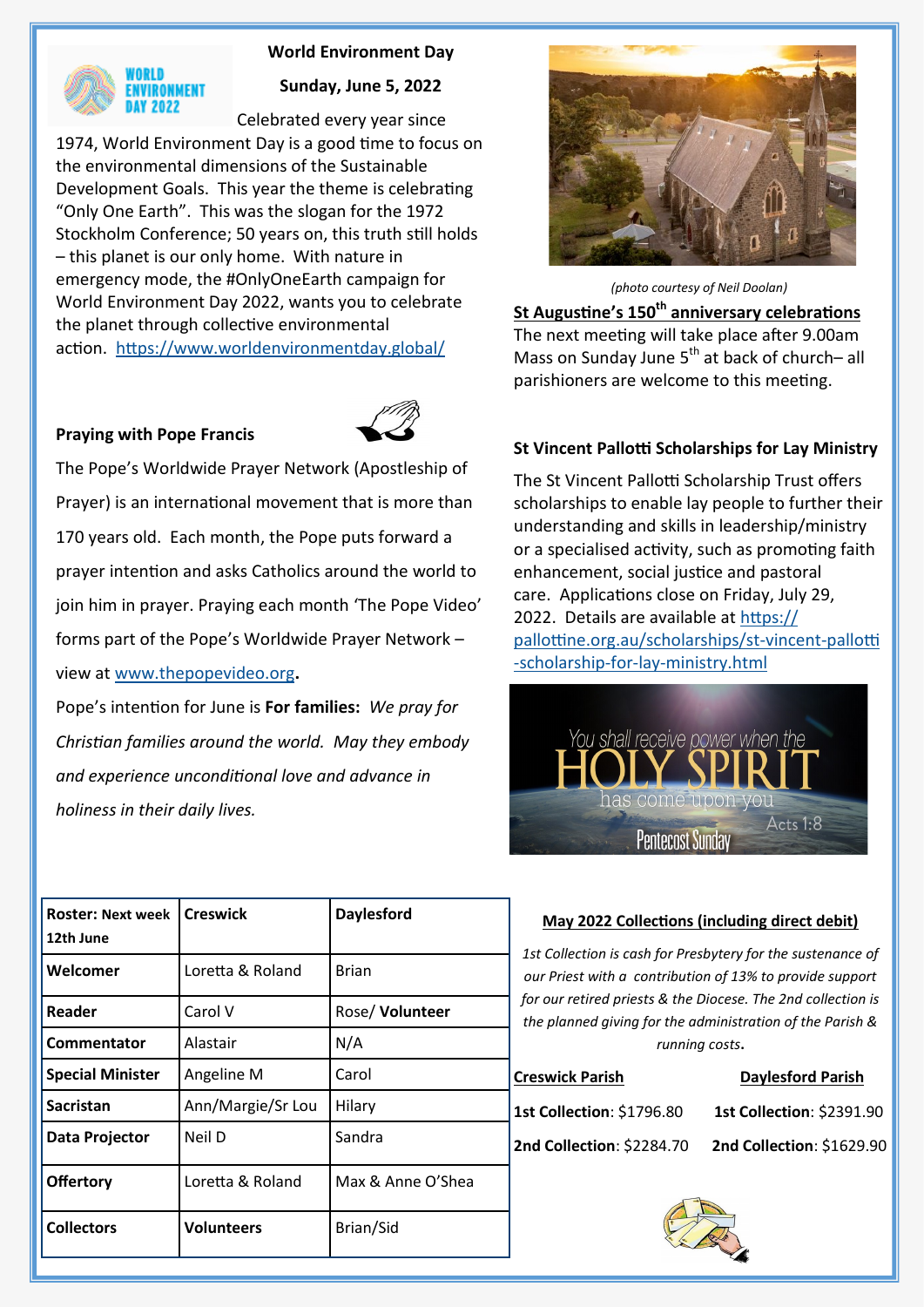## World Environment Day

### Sunday, June 5, 2022

Celebrated every year since 1974, World Environment Day is a good time to focus on the environmental dimensions of the Sustainable Development Goals. This year the theme is celebrating "Only One Earth". This was the slogan for the 1972 Stockholm Conference; 50 years on, this truth still holds – this planet is our only home. With nature in emergency mode, the #OnlyOneEarth campaign for World Environment Day 2022, wants you to celebrate the planet through collective environmental action. https://www.worldenvironmentday.global/

### Praying with Pope Francis

The Pope's Worldwide Prayer Network (Apostleship of Prayer) is an international movement that is more than 170 years old. Each month, the Pope puts forward a prayer intention and asks Catholics around the world to join him in prayer. Praying each month 'The Pope Video' forms part of the Pope's Worldwide Prayer Network – view at www.thepopevideo.org**.**

Pope's intention for June is **For families:** *We pray for Christian families around the world. May they embody and experience unconditional love and advance in holiness in their daily lives.*

*(photo courtesy of Neil Doolan)*

### St Augustine's 150th anniversary celebrations

The next meeting will take place after 9.00am Mass on Sunday June 5th at back of church– all parishioners are welcome to this meeting.

### St Vincent Pallotti Scholarships for Lay Ministry

The St Vincent Pallotti Scholarship Trust offers scholarships to enable lay people to further their understanding and skills in leadership/ministry or a specialised activity, such as promoting faith enhancement, social justice and pastoral care. Applications close on Friday, July 29, 2022. Details are available at https://pallottine.org.au/scholarships/st-vincent-pallotti-scholarship-for-lay-ministry.html

| Roster: Next week 12th June | Creswick | Daylesford |
|---|---|---|
| **Welcomer** | Loretta & Roland | Brian |
| **Reader** | Carol V | Rose/ **Volunteer** |
| **Commentator** | Alastair | N/A |
| **Special Minister** | Angeline M | Carol |
| **Sacristan** | Ann/Margie/Sr Lou | Hilary |
| **Data Projector** | Neil D | Sandra |
| **Offertory** | Loretta & Roland | Max & Anne O'Shea |
| **Collectors** | **Volunteers** | Brian/Sid |

### May 2022 Collections (including direct debit)

*1st Collection is cash for Presbytery for the sustenance of our Priest with a contribution of 13% to provide support for our retired priests & the Diocese. The 2nd collection is the planned giving for the administration of the Parish & running costs.*

| Creswick Parish | Daylesford Parish |
|---|---|
| **1st Collection**: $1796.80 | **1st Collection**: $2391.90 |
| **2nd Collection**: $2284.70 | **2nd Collection**: $1629.90 |